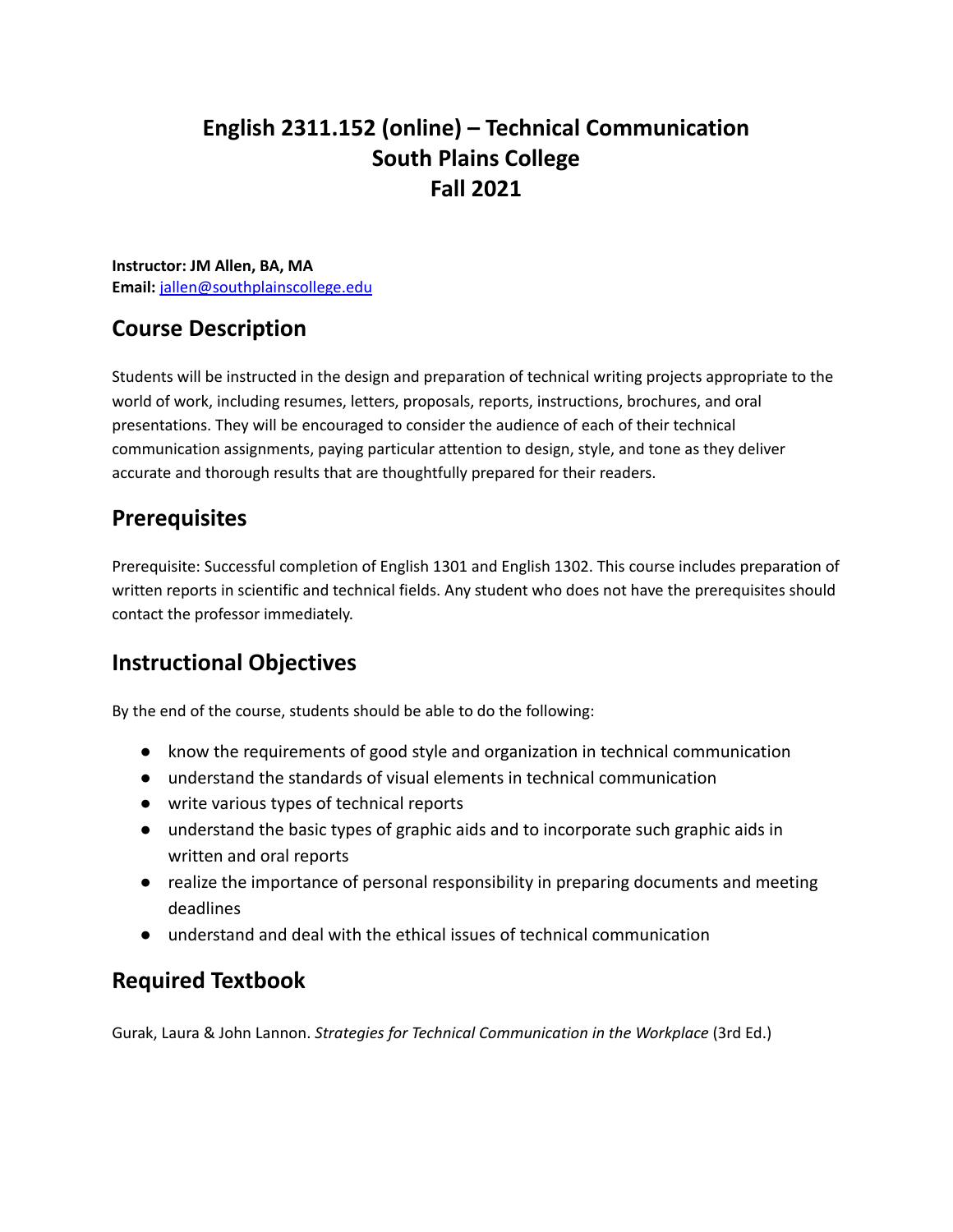# English 2311.152 (online) – Technical Communication
# South Plains College
# Fall 2021

**Instructor: JM Allen, BA, MA**
**Email:** jallen@southplainscollege.edu

## Course Description

Students will be instructed in the design and preparation of technical writing projects appropriate to the world of work, including resumes, letters, proposals, reports, instructions, brochures, and oral presentations. They will be encouraged to consider the audience of each of their technical communication assignments, paying particular attention to design, style, and tone as they deliver accurate and thorough results that are thoughtfully prepared for their readers.

## Prerequisites

Prerequisite: Successful completion of English 1301 and English 1302. This course includes preparation of written reports in scientific and technical fields. Any student who does not have the prerequisites should contact the professor immediately.

## Instructional Objectives

By the end of the course, students should be able to do the following:

- know the requirements of good style and organization in technical communication
- understand the standards of visual elements in technical communication
- write various types of technical reports
- understand the basic types of graphic aids and to incorporate such graphic aids in written and oral reports
- realize the importance of personal responsibility in preparing documents and meeting deadlines
- understand and deal with the ethical issues of technical communication

## Required Textbook

Gurak, Laura & John Lannon. *Strategies for Technical Communication in the Workplace* (3rd Ed.)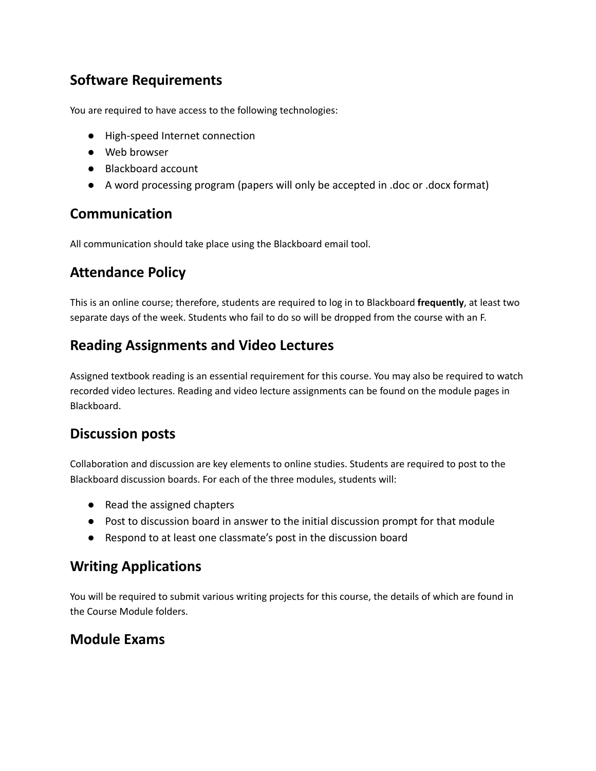## Software Requirements

You are required to have access to the following technologies:

- High-speed Internet connection
- Web browser
- Blackboard account
- A word processing program (papers will only be accepted in .doc or .docx format)

## Communication

All communication should take place using the Blackboard email tool.

## Attendance Policy

This is an online course; therefore, students are required to log in to Blackboard **frequently**, at least two separate days of the week. Students who fail to do so will be dropped from the course with an F.

## Reading Assignments and Video Lectures

Assigned textbook reading is an essential requirement for this course. You may also be required to watch recorded video lectures. Reading and video lecture assignments can be found on the module pages in Blackboard.

## Discussion posts

Collaboration and discussion are key elements to online studies. Students are required to post to the Blackboard discussion boards. For each of the three modules, students will:

- Read the assigned chapters
- Post to discussion board in answer to the initial discussion prompt for that module
- Respond to at least one classmate's post in the discussion board

## Writing Applications

You will be required to submit various writing projects for this course, the details of which are found in the Course Module folders.

## Module Exams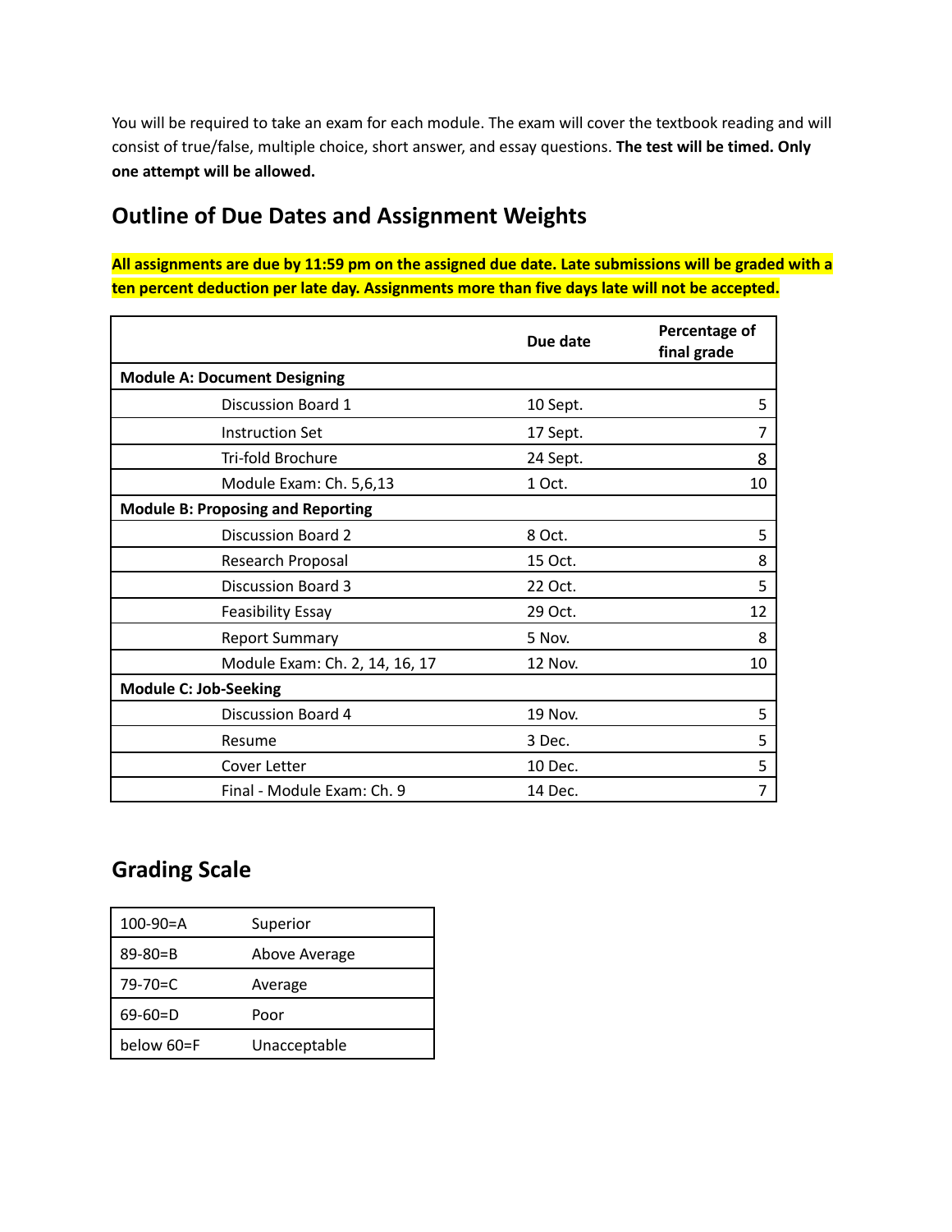You will be required to take an exam for each module. The exam will cover the textbook reading and will consist of true/false, multiple choice, short answer, and essay questions. **The test will be timed. Only one attempt will be allowed.**

## Outline of Due Dates and Assignment Weights

**All assignments are due by 11:59 pm on the assigned due date. Late submissions will be graded with a ten percent deduction per late day. Assignments more than five days late will not be accepted.**

| | Due date | Percentage of final grade |
|---|---|---|
| **Module A: Document Designing** | | |
| Discussion Board 1 | 10 Sept. | 5 |
| Instruction Set | 17 Sept. | 7 |
| Tri-fold Brochure | 24 Sept. | 8 |
| Module Exam: Ch. 5,6,13 | 1 Oct. | 10 |
| **Module B: Proposing and Reporting** | | |
| Discussion Board 2 | 8 Oct. | 5 |
| Research Proposal | 15 Oct. | 8 |
| Discussion Board 3 | 22 Oct. | 5 |
| Feasibility Essay | 29 Oct. | 12 |
| Report Summary | 5 Nov. | 8 |
| Module Exam: Ch. 2, 14, 16, 17 | 12 Nov. | 10 |
| **Module C: Job-Seeking** | | |
| Discussion Board 4 | 19 Nov. | 5 |
| Resume | 3 Dec. | 5 |
| Cover Letter | 10 Dec. | 5 |
| Final - Module Exam: Ch. 9 | 14 Dec. | 7 |

## Grading Scale

| | |
|---|---|
| 100-90=A | Superior |
| 89-80=B | Above Average |
| 79-70=C | Average |
| 69-60=D | Poor |
| below 60=F | Unacceptable |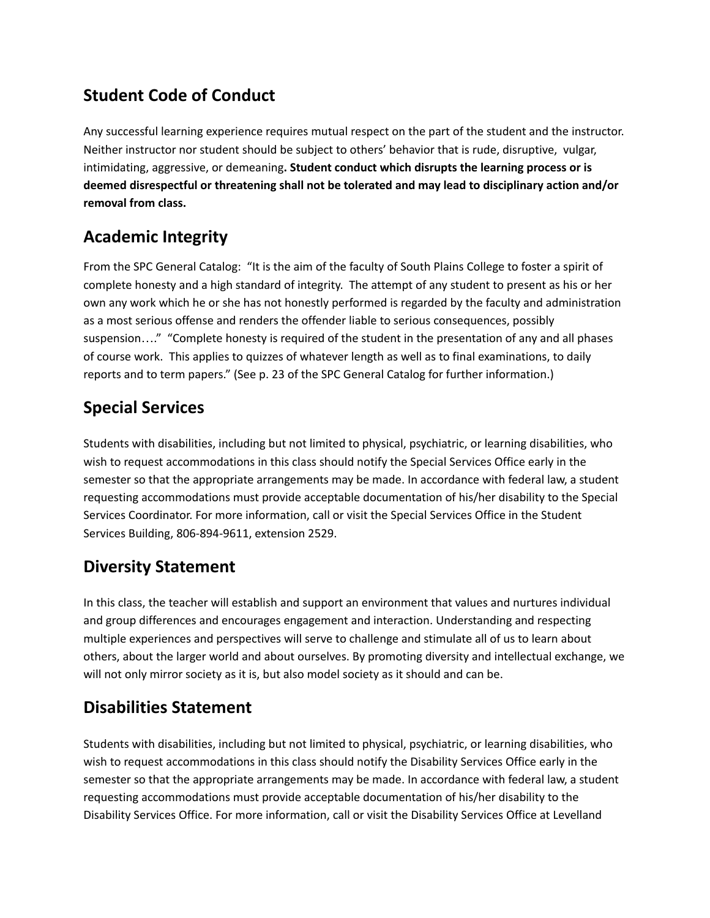## Student Code of Conduct

Any successful learning experience requires mutual respect on the part of the student and the instructor. Neither instructor nor student should be subject to others' behavior that is rude, disruptive, vulgar, intimidating, aggressive, or demeaning**. Student conduct which disrupts the learning process or is deemed disrespectful or threatening shall not be tolerated and may lead to disciplinary action and/or removal from class.**

## Academic Integrity

From the SPC General Catalog: "It is the aim of the faculty of South Plains College to foster a spirit of complete honesty and a high standard of integrity. The attempt of any student to present as his or her own any work which he or she has not honestly performed is regarded by the faculty and administration as a most serious offense and renders the offender liable to serious consequences, possibly suspension…." "Complete honesty is required of the student in the presentation of any and all phases of course work. This applies to quizzes of whatever length as well as to final examinations, to daily reports and to term papers." (See p. 23 of the SPC General Catalog for further information.)

## Special Services

Students with disabilities, including but not limited to physical, psychiatric, or learning disabilities, who wish to request accommodations in this class should notify the Special Services Office early in the semester so that the appropriate arrangements may be made. In accordance with federal law, a student requesting accommodations must provide acceptable documentation of his/her disability to the Special Services Coordinator. For more information, call or visit the Special Services Office in the Student Services Building, 806-894-9611, extension 2529.

## Diversity Statement

In this class, the teacher will establish and support an environment that values and nurtures individual and group differences and encourages engagement and interaction. Understanding and respecting multiple experiences and perspectives will serve to challenge and stimulate all of us to learn about others, about the larger world and about ourselves. By promoting diversity and intellectual exchange, we will not only mirror society as it is, but also model society as it should and can be.

## Disabilities Statement

Students with disabilities, including but not limited to physical, psychiatric, or learning disabilities, who wish to request accommodations in this class should notify the Disability Services Office early in the semester so that the appropriate arrangements may be made. In accordance with federal law, a student requesting accommodations must provide acceptable documentation of his/her disability to the Disability Services Office. For more information, call or visit the Disability Services Office at Levelland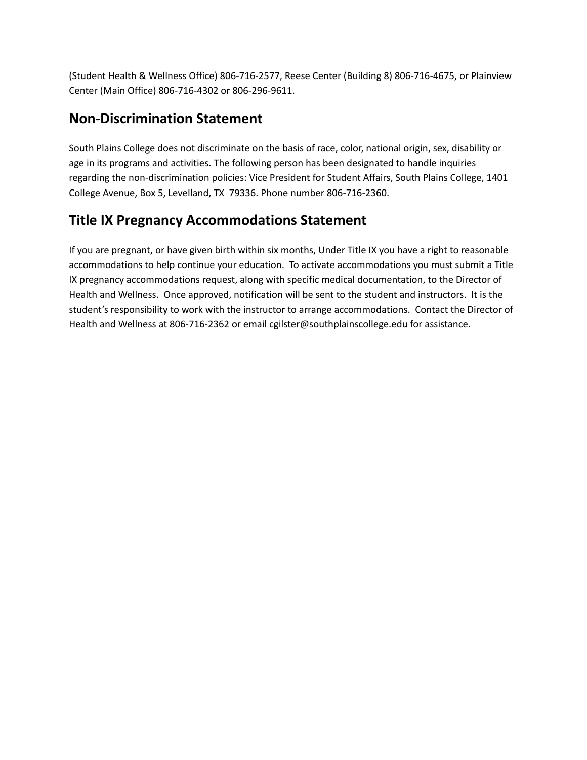(Student Health & Wellness Office) 806-716-2577, Reese Center (Building 8) 806-716-4675, or Plainview Center (Main Office) 806-716-4302 or 806-296-9611.

## Non-Discrimination Statement

South Plains College does not discriminate on the basis of race, color, national origin, sex, disability or age in its programs and activities. The following person has been designated to handle inquiries regarding the non-discrimination policies: Vice President for Student Affairs, South Plains College, 1401 College Avenue, Box 5, Levelland, TX 79336. Phone number 806-716-2360.

## Title IX Pregnancy Accommodations Statement

If you are pregnant, or have given birth within six months, Under Title IX you have a right to reasonable accommodations to help continue your education. To activate accommodations you must submit a Title IX pregnancy accommodations request, along with specific medical documentation, to the Director of Health and Wellness. Once approved, notification will be sent to the student and instructors. It is the student's responsibility to work with the instructor to arrange accommodations. Contact the Director of Health and Wellness at 806-716-2362 or email cgilster@southplainscollege.edu for assistance.